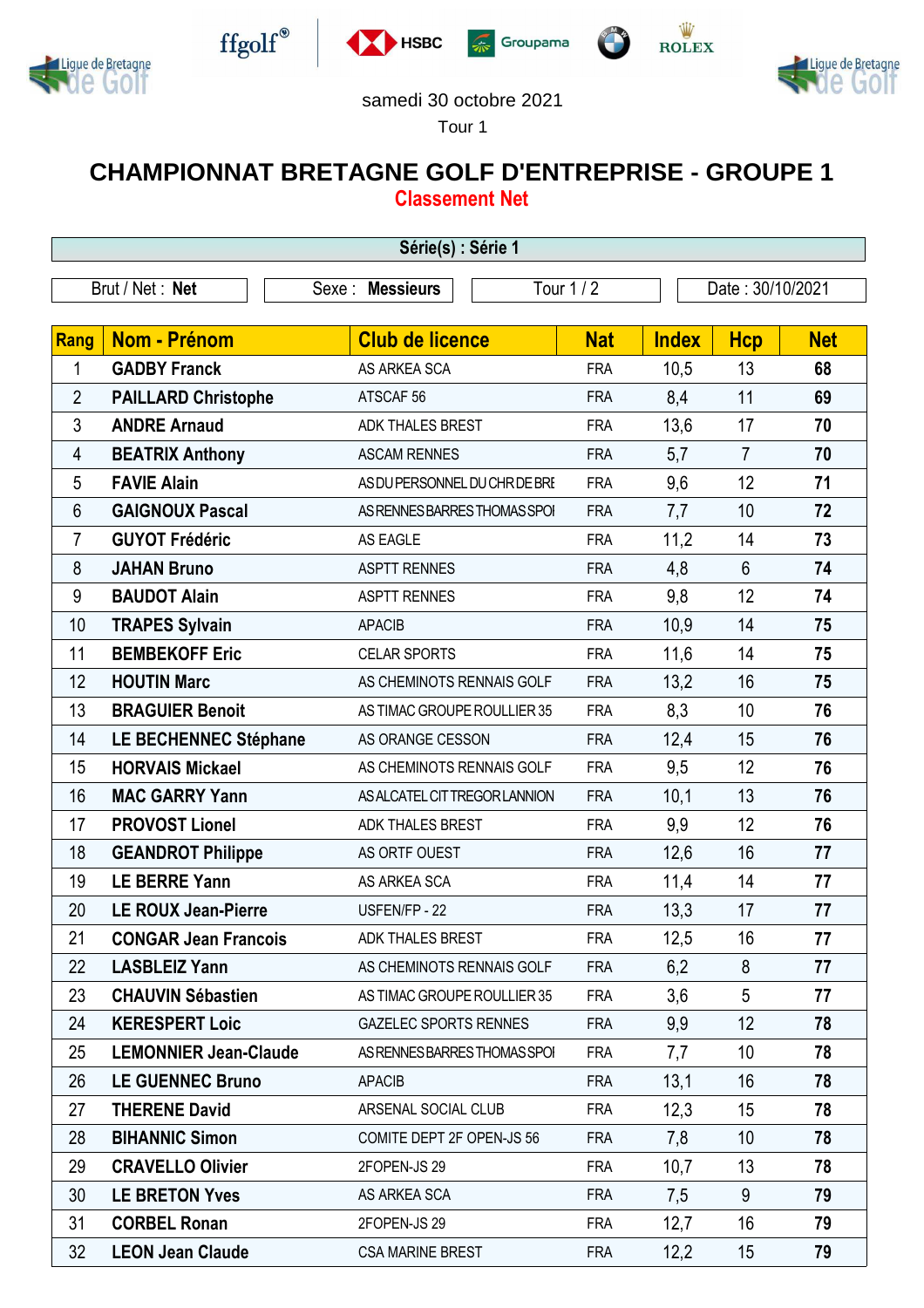samedi 30 octobre 2021

Tour 1

# CHAMPIONNAT BRETAGNE GOLF D'ENTREPRISE - GROUPE 1

## Classement Net

**Série(s) : Série 1**

| Brut / Net : **Net** | Sexe : **Messieurs** | Tour 1 / 2 | Date : 30/10/2021 |
|---|---|---|---|

| Rang | Nom - Prénom | Club de licence | Nat | Index | Hcp | Net |
|---|---|---|---|---|---|---|
| 1 | **GADBY Franck** | AS ARKEA SCA | FRA | 10,5 | 13 | **68** |
| 2 | **PAILLARD Christophe** | ATSCAF 56 | FRA | 8,4 | 11 | **69** |
| 3 | **ANDRE Arnaud** | ADK THALES BREST | FRA | 13,6 | 17 | **70** |
| 4 | **BEATRIX Anthony** | ASCAM RENNES | FRA | 5,7 | 7 | **70** |
| 5 | **FAVIE Alain** | AS DU PERSONNEL DU CHR DE BRE | FRA | 9,6 | 12 | **71** |
| 6 | **GAIGNOUX Pascal** | AS RENNES BARRES THOMAS SPOI | FRA | 7,7 | 10 | **72** |
| 7 | **GUYOT Frédéric** | AS EAGLE | FRA | 11,2 | 14 | **73** |
| 8 | **JAHAN Bruno** | ASPTT RENNES | FRA | 4,8 | 6 | **74** |
| 9 | **BAUDOT Alain** | ASPTT RENNES | FRA | 9,8 | 12 | **74** |
| 10 | **TRAPES Sylvain** | APACIB | FRA | 10,9 | 14 | **75** |
| 11 | **BEMBEKOFF Eric** | CELAR SPORTS | FRA | 11,6 | 14 | **75** |
| 12 | **HOUTIN Marc** | AS CHEMINOTS RENNAIS GOLF | FRA | 13,2 | 16 | **75** |
| 13 | **BRAGUIER Benoit** | AS TIMAC GROUPE ROULLIER 35 | FRA | 8,3 | 10 | **76** |
| 14 | **LE BECHENNEC Stéphane** | AS ORANGE CESSON | FRA | 12,4 | 15 | **76** |
| 15 | **HORVAIS Mickael** | AS CHEMINOTS RENNAIS GOLF | FRA | 9,5 | 12 | **76** |
| 16 | **MAC GARRY Yann** | AS ALCATEL CIT TREGOR LANNION | FRA | 10,1 | 13 | **76** |
| 17 | **PROVOST Lionel** | ADK THALES BREST | FRA | 9,9 | 12 | **76** |
| 18 | **GEANDROT Philippe** | AS ORTF OUEST | FRA | 12,6 | 16 | **77** |
| 19 | **LE BERRE Yann** | AS ARKEA SCA | FRA | 11,4 | 14 | **77** |
| 20 | **LE ROUX Jean-Pierre** | USFEN/FP - 22 | FRA | 13,3 | 17 | **77** |
| 21 | **CONGAR Jean Francois** | ADK THALES BREST | FRA | 12,5 | 16 | **77** |
| 22 | **LASBLEIZ Yann** | AS CHEMINOTS RENNAIS GOLF | FRA | 6,2 | 8 | **77** |
| 23 | **CHAUVIN Sébastien** | AS TIMAC GROUPE ROULLIER 35 | FRA | 3,6 | 5 | **77** |
| 24 | **KERESPERT Loic** | GAZELEC SPORTS RENNES | FRA | 9,9 | 12 | **78** |
| 25 | **LEMONNIER Jean-Claude** | AS RENNES BARRES THOMAS SPOI | FRA | 7,7 | 10 | **78** |
| 26 | **LE GUENNEC Bruno** | APACIB | FRA | 13,1 | 16 | **78** |
| 27 | **THERENE David** | ARSENAL SOCIAL CLUB | FRA | 12,3 | 15 | **78** |
| 28 | **BIHANNIC Simon** | COMITE DEPT 2F OPEN-JS 56 | FRA | 7,8 | 10 | **78** |
| 29 | **CRAVELLO Olivier** | 2FOPEN-JS 29 | FRA | 10,7 | 13 | **78** |
| 30 | **LE BRETON Yves** | AS ARKEA SCA | FRA | 7,5 | 9 | **79** |
| 31 | **CORBEL Ronan** | 2FOPEN-JS 29 | FRA | 12,7 | 16 | **79** |
| 32 | **LEON Jean Claude** | CSA MARINE BREST | FRA | 12,2 | 15 | **79** |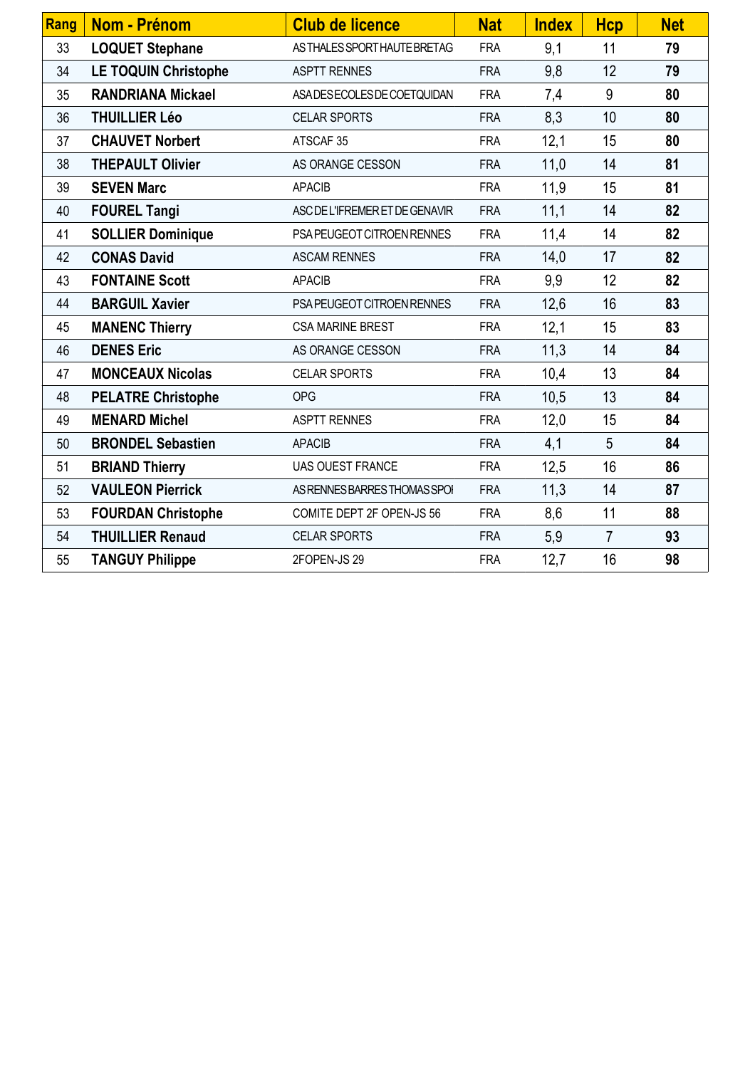| Rang | Nom - Prénom | Club de licence | Nat | Index | Hcp | Net |
|---|---|---|---|---|---|---|
| 33 | **LOQUET Stephane** | AS THALES SPORT HAUTE BRETAG | FRA | 9,1 | 11 | **79** |
| 34 | **LE TOQUIN Christophe** | ASPTT RENNES | FRA | 9,8 | 12 | **79** |
| 35 | **RANDRIANA Mickael** | ASA DES ECOLES DE COETQUIDAN | FRA | 7,4 | 9 | **80** |
| 36 | **THUILLIER Léo** | CELAR SPORTS | FRA | 8,3 | 10 | **80** |
| 37 | **CHAUVET Norbert** | ATSCAF 35 | FRA | 12,1 | 15 | **80** |
| 38 | **THEPAULT Olivier** | AS ORANGE CESSON | FRA | 11,0 | 14 | **81** |
| 39 | **SEVEN Marc** | APACIB | FRA | 11,9 | 15 | **81** |
| 40 | **FOUREL Tangi** | ASC DE L'IFREMER ET DE GENAVIR | FRA | 11,1 | 14 | **82** |
| 41 | **SOLLIER Dominique** | PSA PEUGEOT CITROEN RENNES | FRA | 11,4 | 14 | **82** |
| 42 | **CONAS David** | ASCAM RENNES | FRA | 14,0 | 17 | **82** |
| 43 | **FONTAINE Scott** | APACIB | FRA | 9,9 | 12 | **82** |
| 44 | **BARGUIL Xavier** | PSA PEUGEOT CITROEN RENNES | FRA | 12,6 | 16 | **83** |
| 45 | **MANENC Thierry** | CSA MARINE BREST | FRA | 12,1 | 15 | **83** |
| 46 | **DENES Eric** | AS ORANGE CESSON | FRA | 11,3 | 14 | **84** |
| 47 | **MONCEAUX Nicolas** | CELAR SPORTS | FRA | 10,4 | 13 | **84** |
| 48 | **PELATRE Christophe** | OPG | FRA | 10,5 | 13 | **84** |
| 49 | **MENARD Michel** | ASPTT RENNES | FRA | 12,0 | 15 | **84** |
| 50 | **BRONDEL Sebastien** | APACIB | FRA | 4,1 | 5 | **84** |
| 51 | **BRIAND Thierry** | UAS OUEST FRANCE | FRA | 12,5 | 16 | **86** |
| 52 | **VAULEON Pierrick** | AS RENNES BARRES THOMAS SPOI | FRA | 11,3 | 14 | **87** |
| 53 | **FOURDAN Christophe** | COMITE DEPT 2F OPEN-JS 56 | FRA | 8,6 | 11 | **88** |
| 54 | **THUILLIER Renaud** | CELAR SPORTS | FRA | 5,9 | 7 | **93** |
| 55 | **TANGUY Philippe** | 2FOPEN-JS 29 | FRA | 12,7 | 16 | **98** |